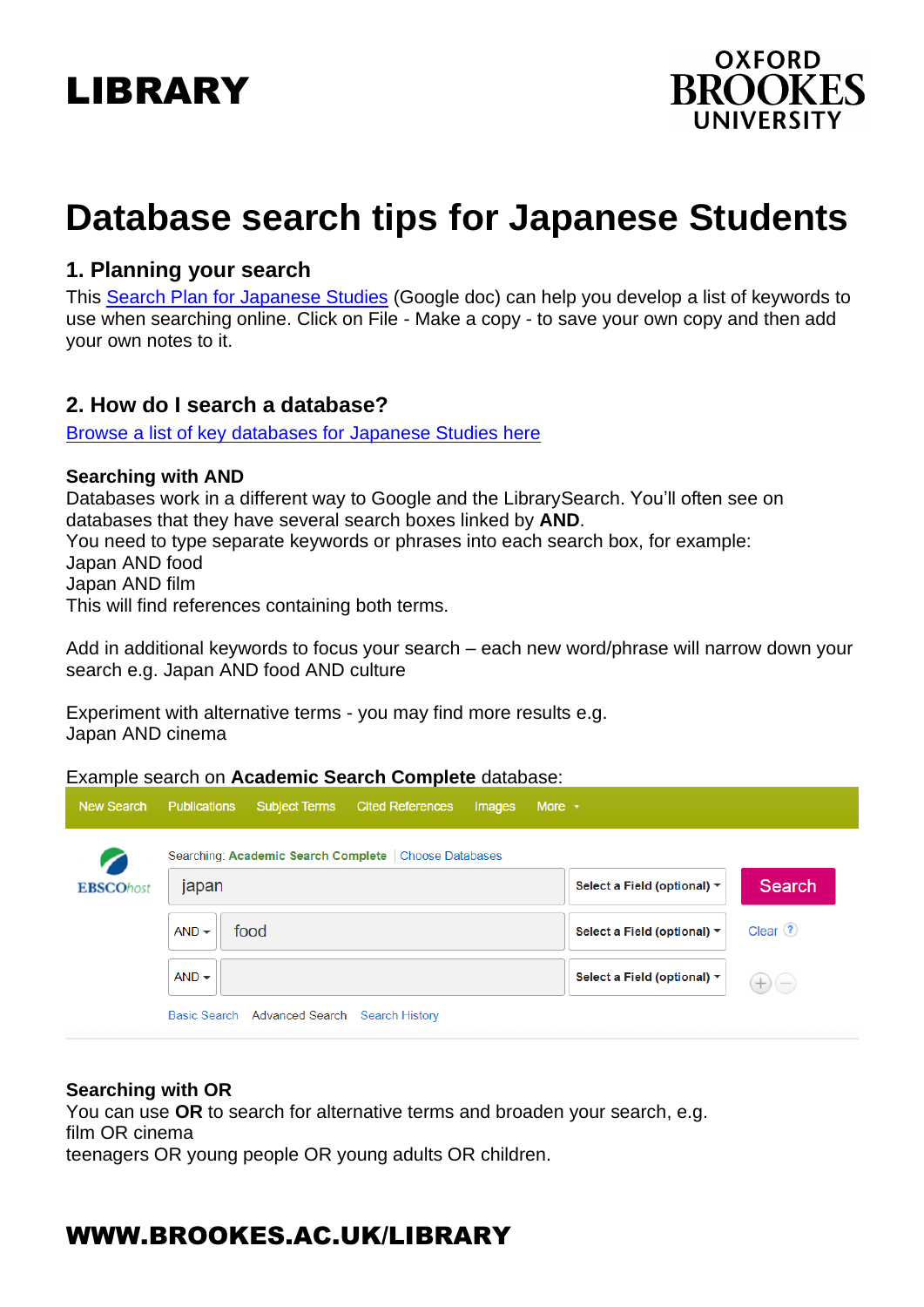LIBRARY

OXFORD BROOKES UNIVERSITY

# Database search tips for Japanese Students

## 1. Planning your search

This Search Plan for Japanese Studies (Google doc) can help you develop a list of keywords to use when searching online. Click on File - Make a copy - to save your own copy and then add your own notes to it.

## 2. How do I search a database?

Browse a list of key databases for Japanese Studies here

**Searching with AND**

Databases work in a different way to Google and the LibrarySearch. You'll often see on databases that they have several search boxes linked by **AND**.
You need to type separate keywords or phrases into each search box, for example:
Japan AND food
Japan AND film
This will find references containing both terms.

Add in additional keywords to focus your search – each new word/phrase will narrow down your search e.g. Japan AND food AND culture

Experiment with alternative terms - you may find more results e.g.
Japan AND cinema

Example search on **Academic Search Complete** database:

New Search | Publications | Subject Terms | Cited References | Images | More

EBSCOhost

Searching: Academic Search Complete | Choose Databases

| | | | |
|---|---|---|---|
| | japan | Select a Field (optional) | Search |
| AND | food | Select a Field (optional) | Clear |
| AND | | Select a Field (optional) | |

Basic Search | Advanced Search | Search History

**Searching with OR**

You can use **OR** to search for alternative terms and broaden your search, e.g.
film OR cinema
teenagers OR young people OR young adults OR children.

**WWW.BROOKES.AC.UK/LIBRARY**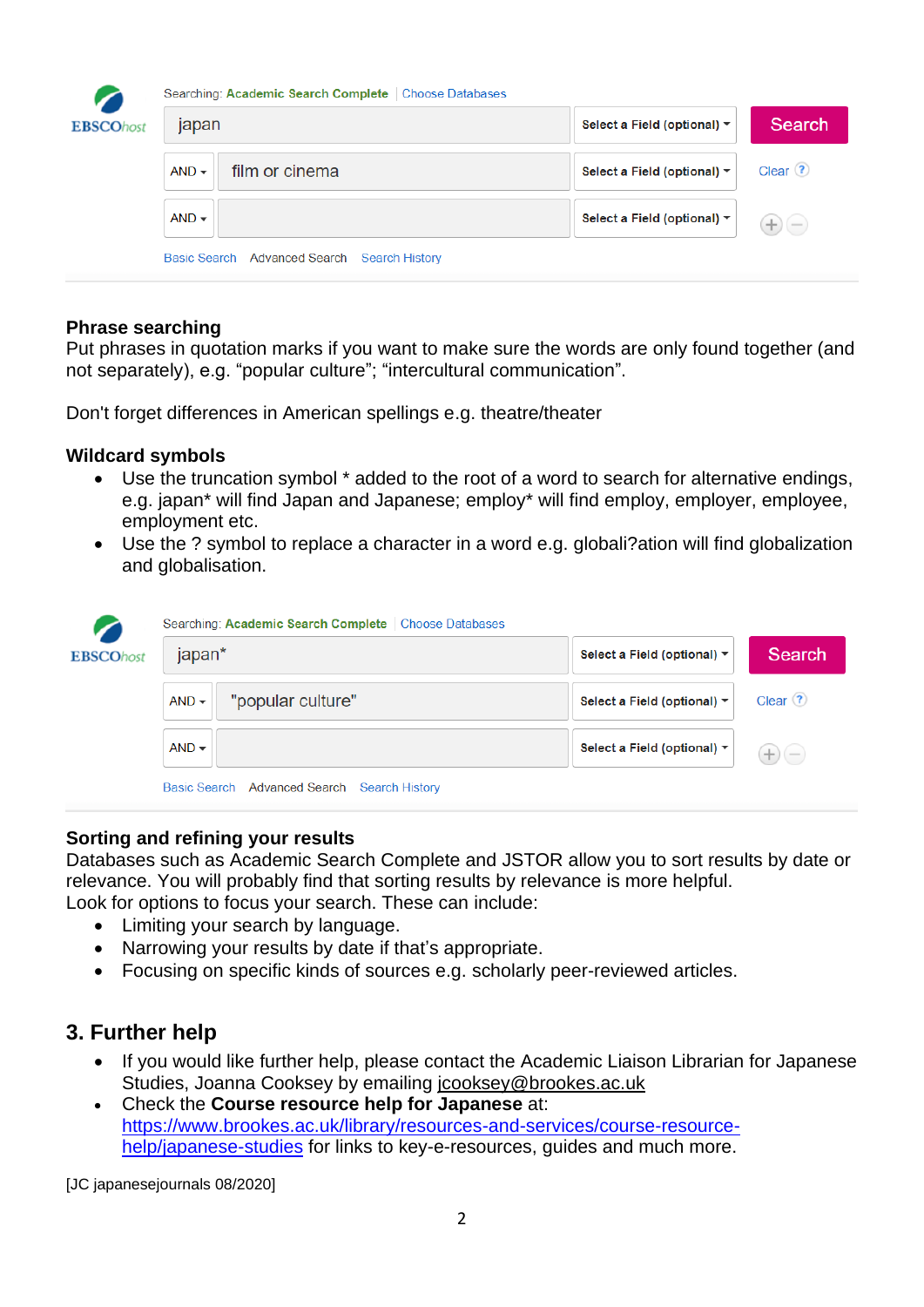Searching: Academic Search Complete | Choose Databases

japan | Select a Field (optional) | Search

AND | film or cinema | Select a Field (optional) | Clear

AND | | Select a Field (optional)

Basic Search Advanced Search Search History

### Phrase searching

Put phrases in quotation marks if you want to make sure the words are only found together (and not separately), e.g. “popular culture”; “intercultural communication”.

Don't forget differences in American spellings e.g. theatre/theater

### Wildcard symbols

- Use the truncation symbol * added to the root of a word to search for alternative endings, e.g. japan* will find Japan and Japanese; employ* will find employ, employer, employee, employment etc.
- Use the ? symbol to replace a character in a word e.g. globali?ation will find globalization and globalisation.

Searching: Academic Search Complete | Choose Databases

japan* | Select a Field (optional) | Search

AND | "popular culture" | Select a Field (optional) | Clear

AND | | Select a Field (optional)

Basic Search Advanced Search Search History

### Sorting and refining your results

Databases such as Academic Search Complete and JSTOR allow you to sort results by date or relevance. You will probably find that sorting results by relevance is more helpful.
Look for options to focus your search. These can include:

- Limiting your search by language.
- Narrowing your results by date if that’s appropriate.
- Focusing on specific kinds of sources e.g. scholarly peer-reviewed articles.

## 3. Further help

- If you would like further help, please contact the Academic Liaison Librarian for Japanese Studies, Joanna Cooksey by emailing jcooksey@brookes.ac.uk
- Check the **Course resource help for Japanese** at: https://www.brookes.ac.uk/library/resources-and-services/course-resource-help/japanese-studies for links to key-e-resources, guides and much more.

[JC japanesejournals 08/2020]